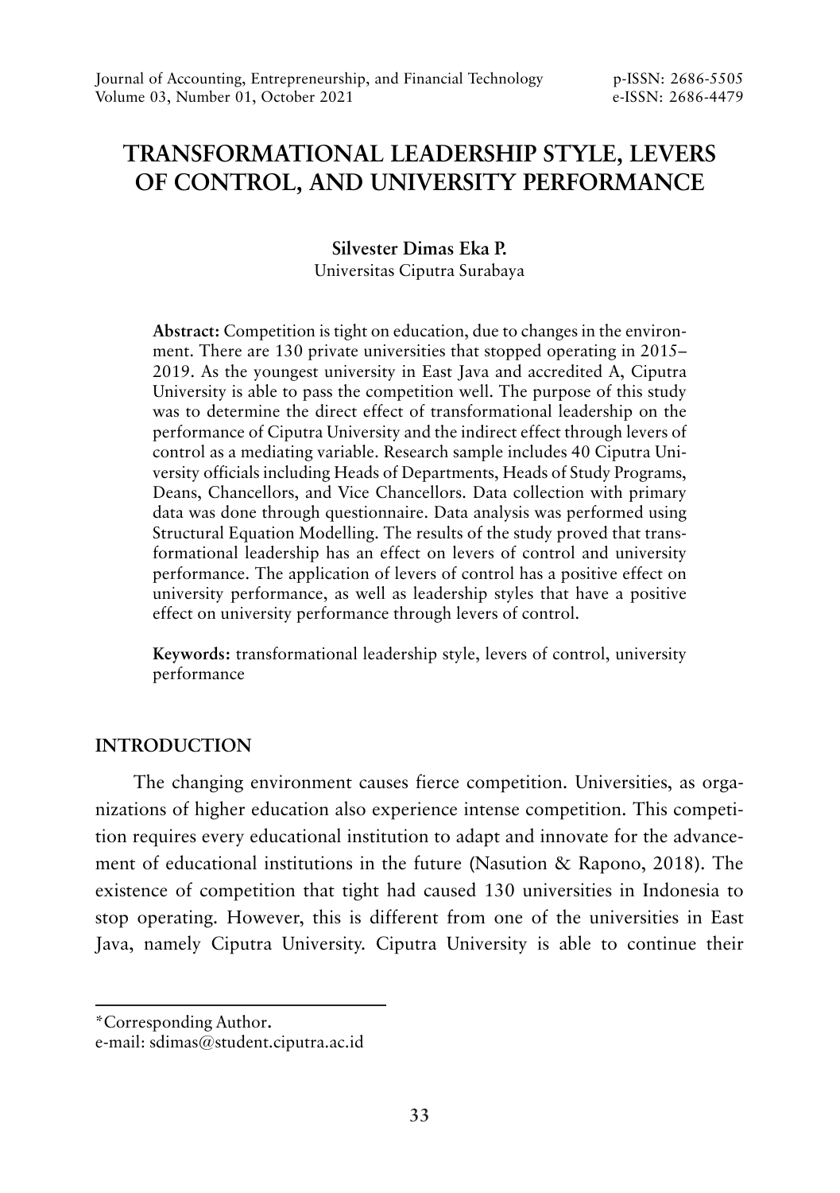# TRANSFORMATIONAL LEADERSHIP STYLE, LEVERS OF CONTROL, AND UNIVERSITY PERFORMANCE

**Silvester Dimas Eka P.**
Universitas Ciputra Surabaya

**Abstract:** Competition is tight on education, due to changes in the environment. There are 130 private universities that stopped operating in 2015–2019. As the youngest university in East Java and accredited A, Ciputra University is able to pass the competition well. The purpose of this study was to determine the direct effect of transformational leadership on the performance of Ciputra University and the indirect effect through levers of control as a mediating variable. Research sample includes 40 Ciputra University officials including Heads of Departments, Heads of Study Programs, Deans, Chancellors, and Vice Chancellors. Data collection with primary data was done through questionnaire. Data analysis was performed using Structural Equation Modelling. The results of the study proved that transformational leadership has an effect on levers of control and university performance. The application of levers of control has a positive effect on university performance, as well as leadership styles that have a positive effect on university performance through levers of control.

**Keywords:** transformational leadership style, levers of control, university performance

## INTRODUCTION

The changing environment causes fierce competition. Universities, as organizations of higher education also experience intense competition. This competition requires every educational institution to adapt and innovate for the advancement of educational institutions in the future (Nasution & Rapono, 2018). The existence of competition that tight had caused 130 universities in Indonesia to stop operating. However, this is different from one of the universities in East Java, namely Ciputra University. Ciputra University is able to continue their

*Corresponding Author.
e-mail: sdimas@student.ciputra.ac.id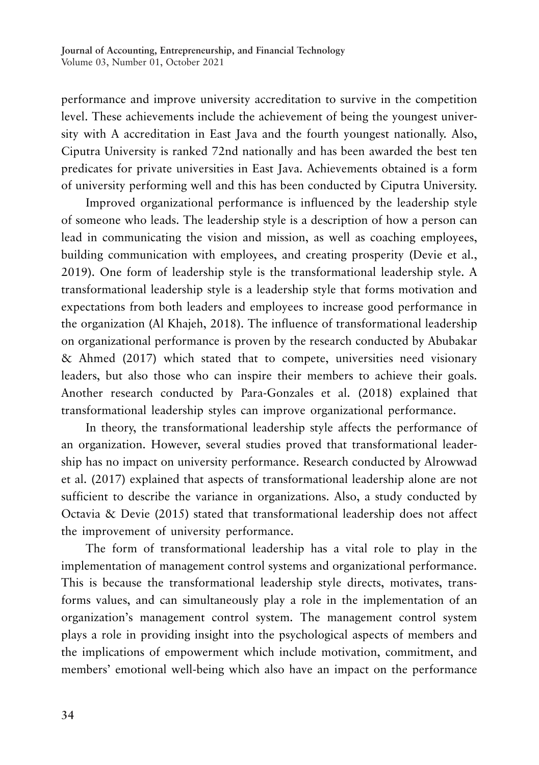performance and improve university accreditation to survive in the competition level. These achievements include the achievement of being the youngest university with A accreditation in East Java and the fourth youngest nationally. Also, Ciputra University is ranked 72nd nationally and has been awarded the best ten predicates for private universities in East Java. Achievements obtained is a form of university performing well and this has been conducted by Ciputra University.

Improved organizational performance is influenced by the leadership style of someone who leads. The leadership style is a description of how a person can lead in communicating the vision and mission, as well as coaching employees, building communication with employees, and creating prosperity (Devie et al., 2019). One form of leadership style is the transformational leadership style. A transformational leadership style is a leadership style that forms motivation and expectations from both leaders and employees to increase good performance in the organization (Al Khajeh, 2018). The influence of transformational leadership on organizational performance is proven by the research conducted by Abubakar & Ahmed (2017) which stated that to compete, universities need visionary leaders, but also those who can inspire their members to achieve their goals. Another research conducted by Para-Gonzales et al. (2018) explained that transformational leadership styles can improve organizational performance.

In theory, the transformational leadership style affects the performance of an organization. However, several studies proved that transformational leadership has no impact on university performance. Research conducted by Alrowwad et al. (2017) explained that aspects of transformational leadership alone are not sufficient to describe the variance in organizations. Also, a study conducted by Octavia & Devie (2015) stated that transformational leadership does not affect the improvement of university performance.

The form of transformational leadership has a vital role to play in the implementation of management control systems and organizational performance. This is because the transformational leadership style directs, motivates, transforms values, and can simultaneously play a role in the implementation of an organization's management control system. The management control system plays a role in providing insight into the psychological aspects of members and the implications of empowerment which include motivation, commitment, and members' emotional well-being which also have an impact on the performance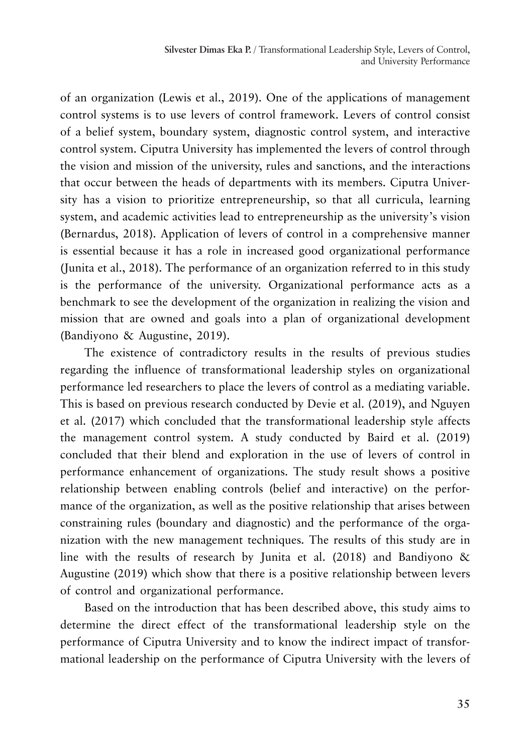of an organization (Lewis et al., 2019). One of the applications of management control systems is to use levers of control framework. Levers of control consist of a belief system, boundary system, diagnostic control system, and interactive control system. Ciputra University has implemented the levers of control through the vision and mission of the university, rules and sanctions, and the interactions that occur between the heads of departments with its members. Ciputra University has a vision to prioritize entrepreneurship, so that all curricula, learning system, and academic activities lead to entrepreneurship as the university's vision (Bernardus, 2018). Application of levers of control in a comprehensive manner is essential because it has a role in increased good organizational performance (Junita et al., 2018). The performance of an organization referred to in this study is the performance of the university. Organizational performance acts as a benchmark to see the development of the organization in realizing the vision and mission that are owned and goals into a plan of organizational development (Bandiyono & Augustine, 2019).

The existence of contradictory results in the results of previous studies regarding the influence of transformational leadership styles on organizational performance led researchers to place the levers of control as a mediating variable. This is based on previous research conducted by Devie et al. (2019), and Nguyen et al. (2017) which concluded that the transformational leadership style affects the management control system. A study conducted by Baird et al. (2019) concluded that their blend and exploration in the use of levers of control in performance enhancement of organizations. The study result shows a positive relationship between enabling controls (belief and interactive) on the performance of the organization, as well as the positive relationship that arises between constraining rules (boundary and diagnostic) and the performance of the organization with the new management techniques. The results of this study are in line with the results of research by Junita et al. (2018) and Bandiyono & Augustine (2019) which show that there is a positive relationship between levers of control and organizational performance.

Based on the introduction that has been described above, this study aims to determine the direct effect of the transformational leadership style on the performance of Ciputra University and to know the indirect impact of transformational leadership on the performance of Ciputra University with the levers of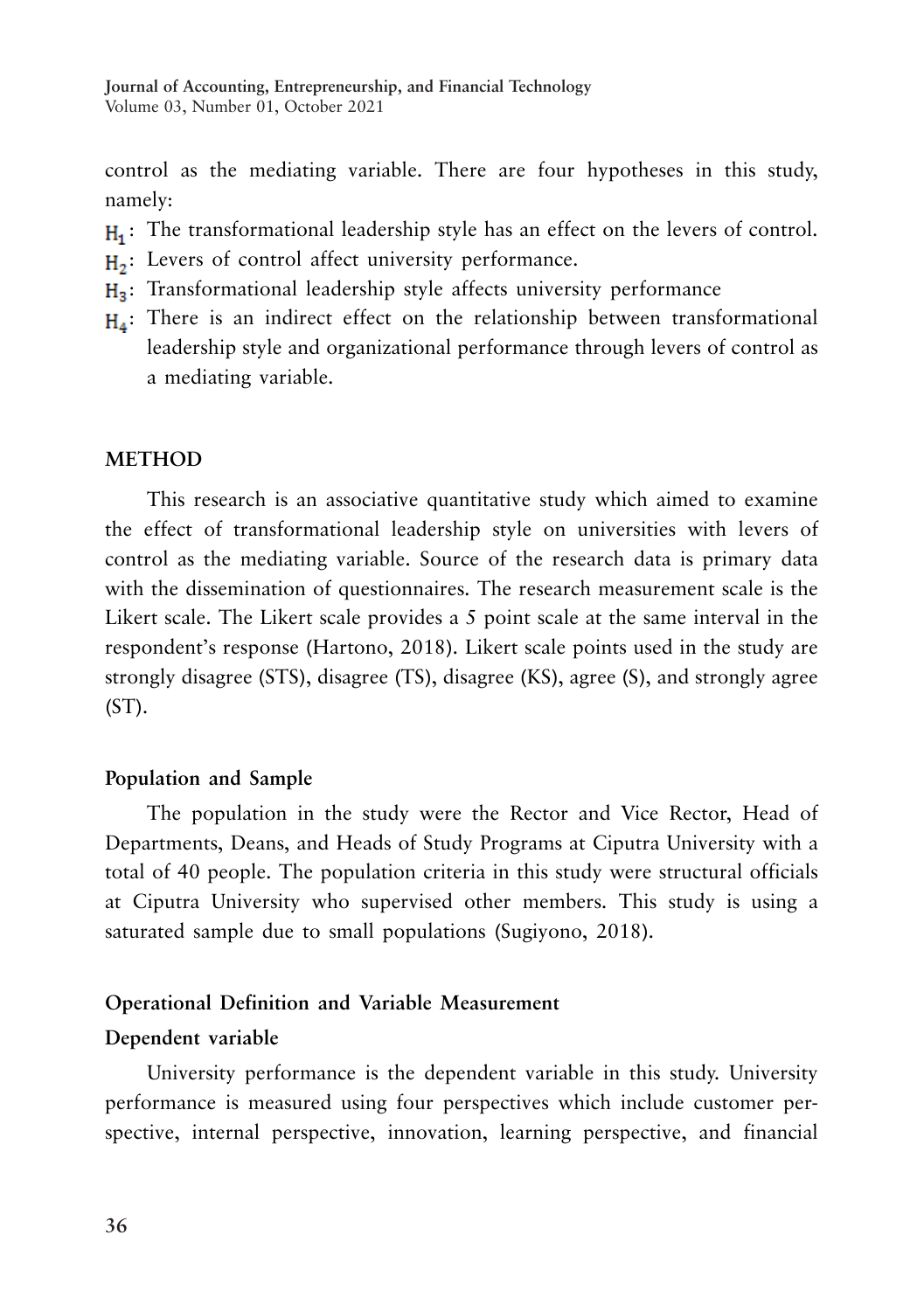control as the mediating variable. There are four hypotheses in this study, namely:

- $H_1$: The transformational leadership style has an effect on the levers of control.
- $H_2$: Levers of control affect university performance.
- $H_3$: Transformational leadership style affects university performance
- $H_4$: There is an indirect effect on the relationship between transformational leadership style and organizational performance through levers of control as a mediating variable.

## METHOD

This research is an associative quantitative study which aimed to examine the effect of transformational leadership style on universities with levers of control as the mediating variable. Source of the research data is primary data with the dissemination of questionnaires. The research measurement scale is the Likert scale. The Likert scale provides a 5 point scale at the same interval in the respondent's response (Hartono, 2018). Likert scale points used in the study are strongly disagree (STS), disagree (TS), disagree (KS), agree (S), and strongly agree (ST).

### Population and Sample

The population in the study were the Rector and Vice Rector, Head of Departments, Deans, and Heads of Study Programs at Ciputra University with a total of 40 people. The population criteria in this study were structural officials at Ciputra University who supervised other members. This study is using a saturated sample due to small populations (Sugiyono, 2018).

### Operational Definition and Variable Measurement

#### Dependent variable

University performance is the dependent variable in this study. University performance is measured using four perspectives which include customer perspective, internal perspective, innovation, learning perspective, and financial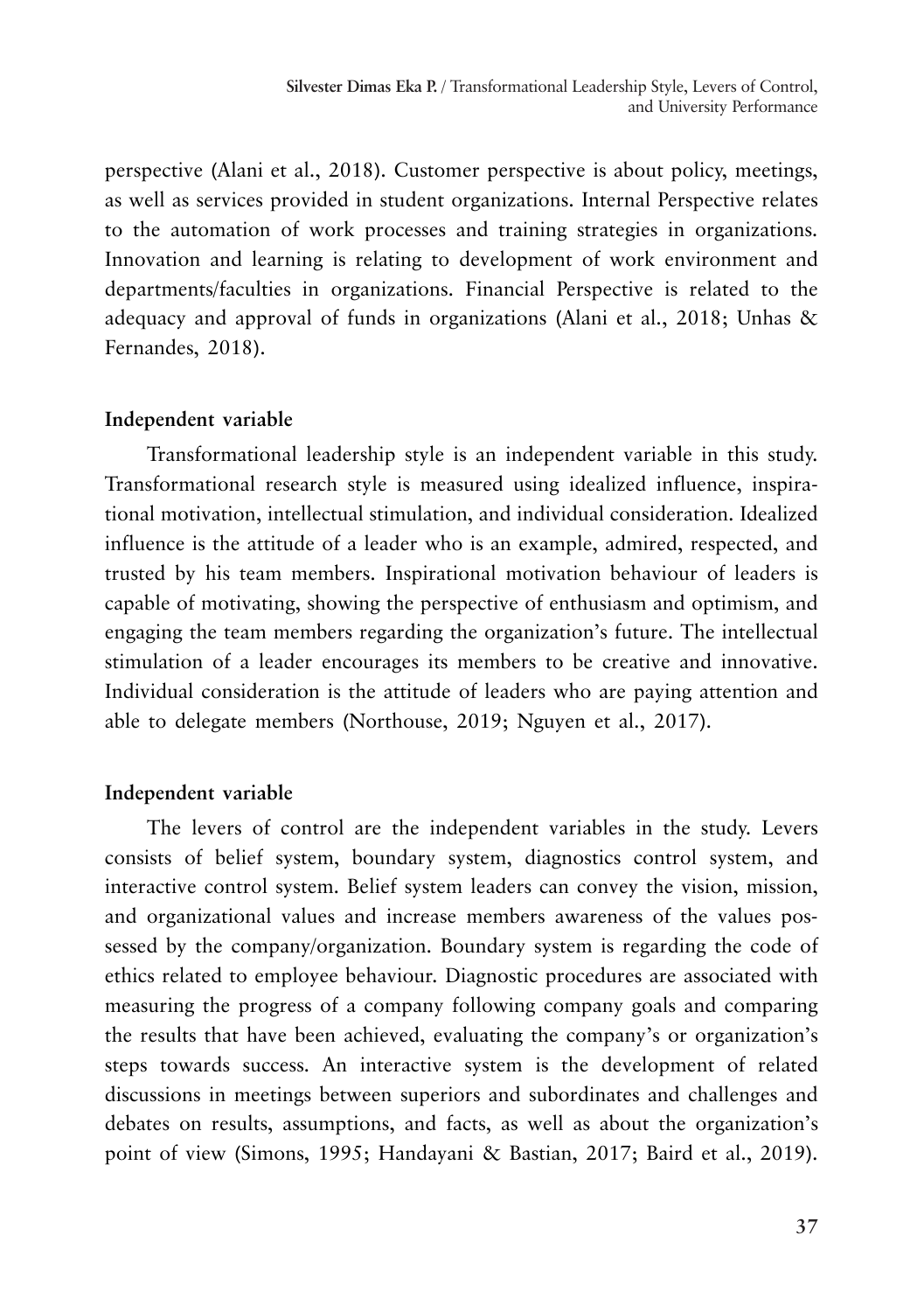perspective (Alani et al., 2018). Customer perspective is about policy, meetings, as well as services provided in student organizations. Internal Perspective relates to the automation of work processes and training strategies in organizations. Innovation and learning is relating to development of work environment and departments/faculties in organizations. Financial Perspective is related to the adequacy and approval of funds in organizations (Alani et al., 2018; Unhas & Fernandes, 2018).

**Independent variable**

Transformational leadership style is an independent variable in this study. Transformational research style is measured using idealized influence, inspirational motivation, intellectual stimulation, and individual consideration. Idealized influence is the attitude of a leader who is an example, admired, respected, and trusted by his team members. Inspirational motivation behaviour of leaders is capable of motivating, showing the perspective of enthusiasm and optimism, and engaging the team members regarding the organization's future. The intellectual stimulation of a leader encourages its members to be creative and innovative. Individual consideration is the attitude of leaders who are paying attention and able to delegate members (Northouse, 2019; Nguyen et al., 2017).

**Independent variable**

The levers of control are the independent variables in the study. Levers consists of belief system, boundary system, diagnostics control system, and interactive control system. Belief system leaders can convey the vision, mission, and organizational values and increase members awareness of the values possessed by the company/organization. Boundary system is regarding the code of ethics related to employee behaviour. Diagnostic procedures are associated with measuring the progress of a company following company goals and comparing the results that have been achieved, evaluating the company's or organization's steps towards success. An interactive system is the development of related discussions in meetings between superiors and subordinates and challenges and debates on results, assumptions, and facts, as well as about the organization's point of view (Simons, 1995; Handayani & Bastian, 2017; Baird et al., 2019).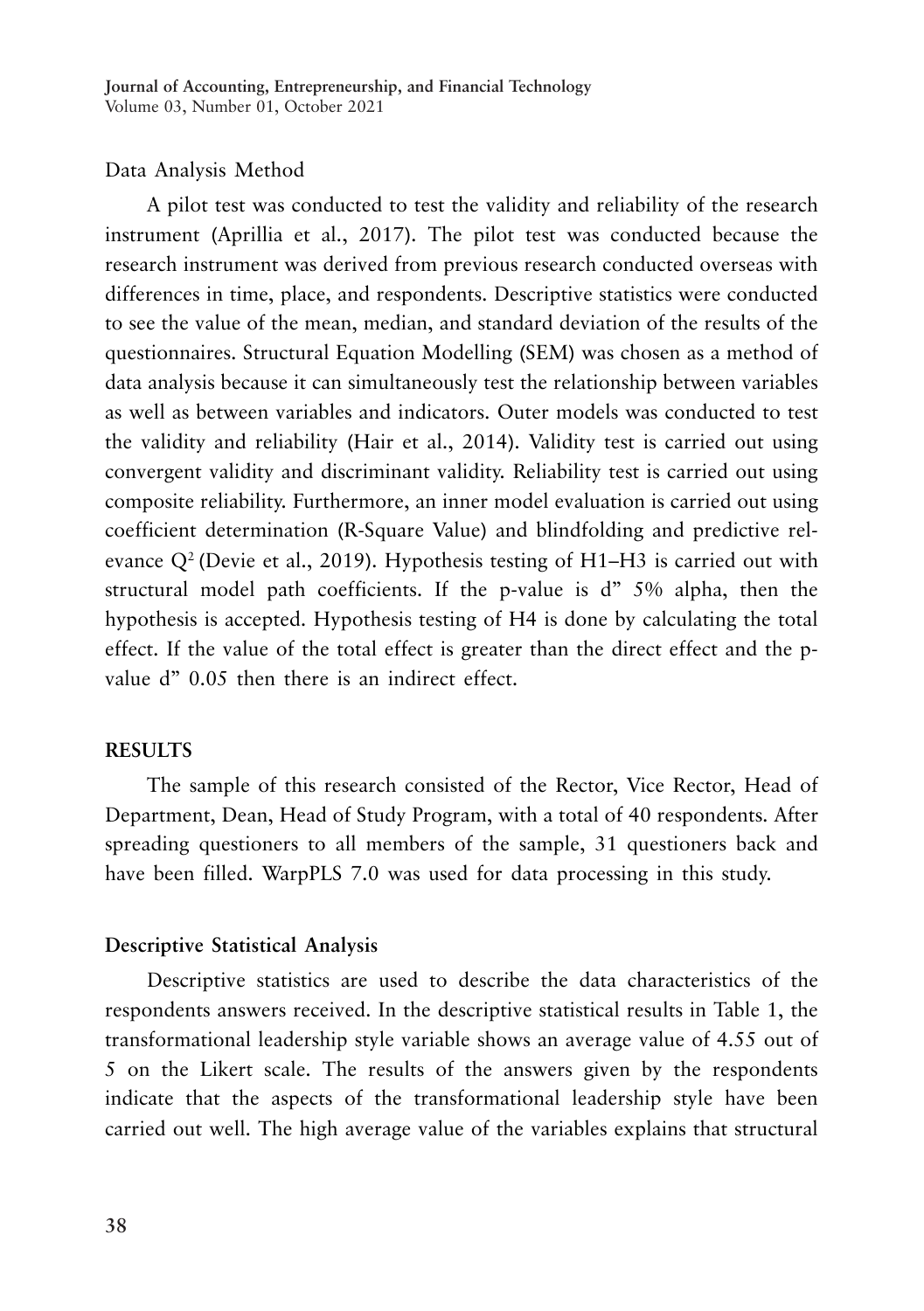Data Analysis Method

A pilot test was conducted to test the validity and reliability of the research instrument (Aprillia et al., 2017). The pilot test was conducted because the research instrument was derived from previous research conducted overseas with differences in time, place, and respondents. Descriptive statistics were conducted to see the value of the mean, median, and standard deviation of the results of the questionnaires. Structural Equation Modelling (SEM) was chosen as a method of data analysis because it can simultaneously test the relationship between variables as well as between variables and indicators. Outer models was conducted to test the validity and reliability (Hair et al., 2014). Validity test is carried out using convergent validity and discriminant validity. Reliability test is carried out using composite reliability. Furthermore, an inner model evaluation is carried out using coefficient determination (R-Square Value) and blindfolding and predictive relevance $Q^2$ (Devie et al., 2019). Hypothesis testing of H1–H3 is carried out with structural model path coefficients. If the p-value is d" 5% alpha, then the hypothesis is accepted. Hypothesis testing of H4 is done by calculating the total effect. If the value of the total effect is greater than the direct effect and the p-value d" 0.05 then there is an indirect effect.

## RESULTS

The sample of this research consisted of the Rector, Vice Rector, Head of Department, Dean, Head of Study Program, with a total of 40 respondents. After spreading questioners to all members of the sample, 31 questioners back and have been filled. WarpPLS 7.0 was used for data processing in this study.

### Descriptive Statistical Analysis

Descriptive statistics are used to describe the data characteristics of the respondents answers received. In the descriptive statistical results in Table 1, the transformational leadership style variable shows an average value of 4.55 out of 5 on the Likert scale. The results of the answers given by the respondents indicate that the aspects of the transformational leadership style have been carried out well. The high average value of the variables explains that structural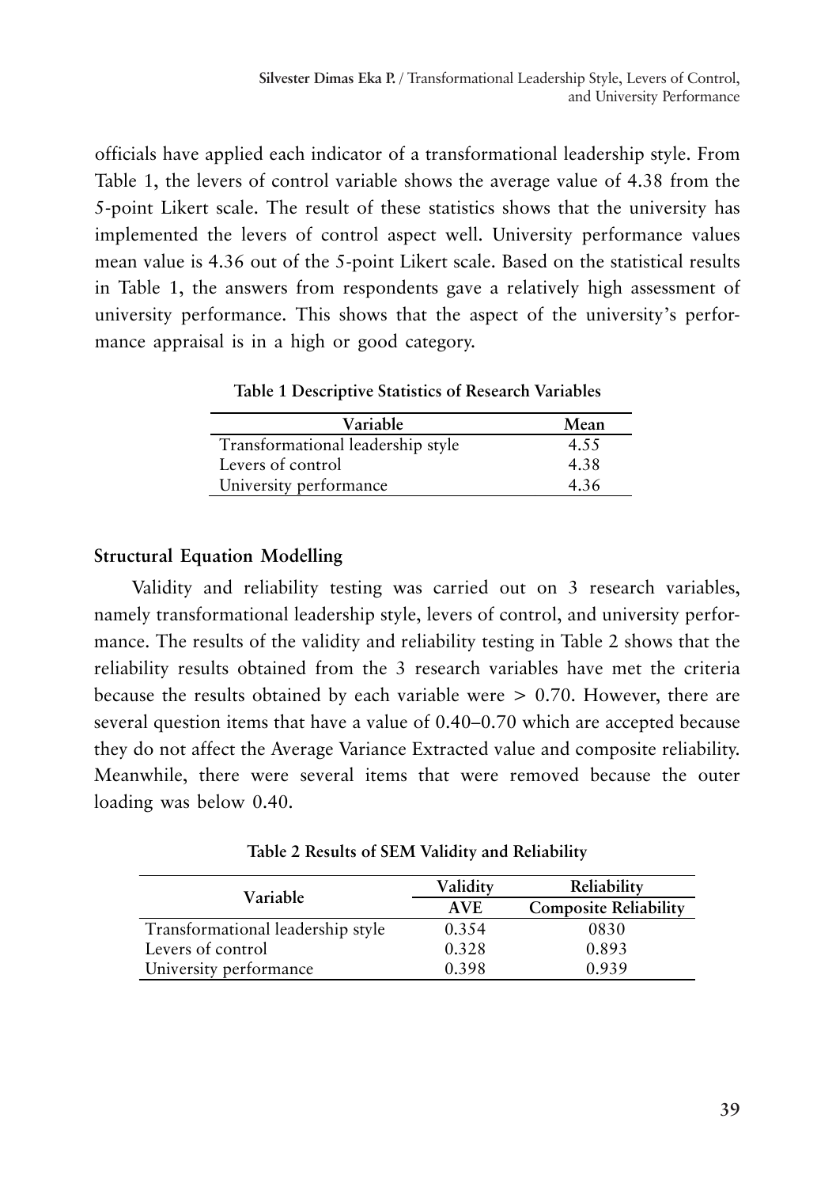officials have applied each indicator of a transformational leadership style. From Table 1, the levers of control variable shows the average value of 4.38 from the 5-point Likert scale. The result of these statistics shows that the university has implemented the levers of control aspect well. University performance values mean value is 4.36 out of the 5-point Likert scale. Based on the statistical results in Table 1, the answers from respondents gave a relatively high assessment of university performance. This shows that the aspect of the university's performance appraisal is in a high or good category.

**Table 1 Descriptive Statistics of Research Variables**

| Variable | Mean |
|---|---|
| Transformational leadership style | 4.55 |
| Levers of control | 4.38 |
| University performance | 4.36 |

### Structural Equation Modelling

Validity and reliability testing was carried out on 3 research variables, namely transformational leadership style, levers of control, and university performance. The results of the validity and reliability testing in Table 2 shows that the reliability results obtained from the 3 research variables have met the criteria because the results obtained by each variable were > 0.70. However, there are several question items that have a value of 0.40–0.70 which are accepted because they do not affect the Average Variance Extracted value and composite reliability. Meanwhile, there were several items that were removed because the outer loading was below 0.40.

**Table 2 Results of SEM Validity and Reliability**

| Variable | Validity | Reliability |
|---|---|---|
| | AVE | Composite Reliability |
| Transformational leadership style | 0.354 | 0830 |
| Levers of control | 0.328 | 0.893 |
| University performance | 0.398 | 0.939 |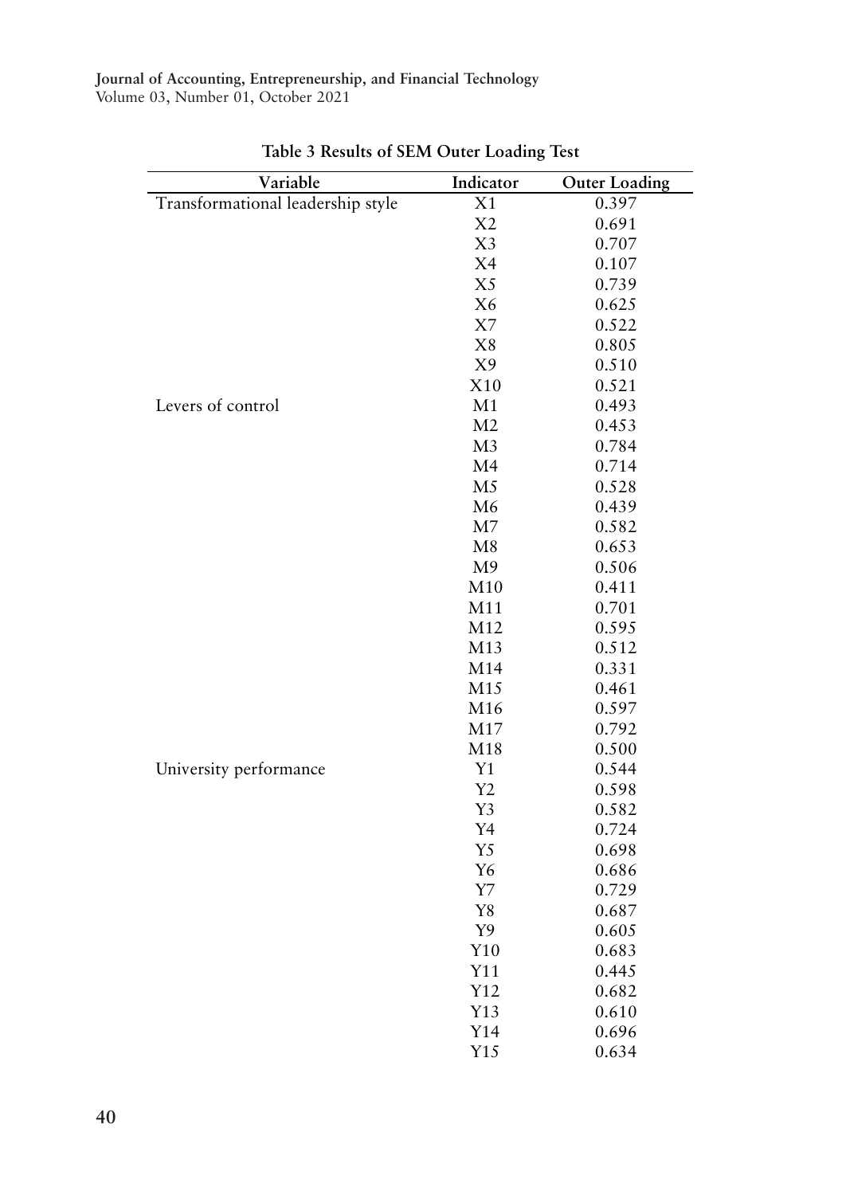**Table 3 Results of SEM Outer Loading Test**

| Variable | Indicator | Outer Loading |
|---|---|---|
| Transformational leadership style | X1 | 0.397 |
| | X2 | 0.691 |
| | X3 | 0.707 |
| | X4 | 0.107 |
| | X5 | 0.739 |
| | X6 | 0.625 |
| | X7 | 0.522 |
| | X8 | 0.805 |
| | X9 | 0.510 |
| | X10 | 0.521 |
| Levers of control | M1 | 0.493 |
| | M2 | 0.453 |
| | M3 | 0.784 |
| | M4 | 0.714 |
| | M5 | 0.528 |
| | M6 | 0.439 |
| | M7 | 0.582 |
| | M8 | 0.653 |
| | M9 | 0.506 |
| | M10 | 0.411 |
| | M11 | 0.701 |
| | M12 | 0.595 |
| | M13 | 0.512 |
| | M14 | 0.331 |
| | M15 | 0.461 |
| | M16 | 0.597 |
| | M17 | 0.792 |
| | M18 | 0.500 |
| University performance | Y1 | 0.544 |
| | Y2 | 0.598 |
| | Y3 | 0.582 |
| | Y4 | 0.724 |
| | Y5 | 0.698 |
| | Y6 | 0.686 |
| | Y7 | 0.729 |
| | Y8 | 0.687 |
| | Y9 | 0.605 |
| | Y10 | 0.683 |
| | Y11 | 0.445 |
| | Y12 | 0.682 |
| | Y13 | 0.610 |
| | Y14 | 0.696 |
| | Y15 | 0.634 |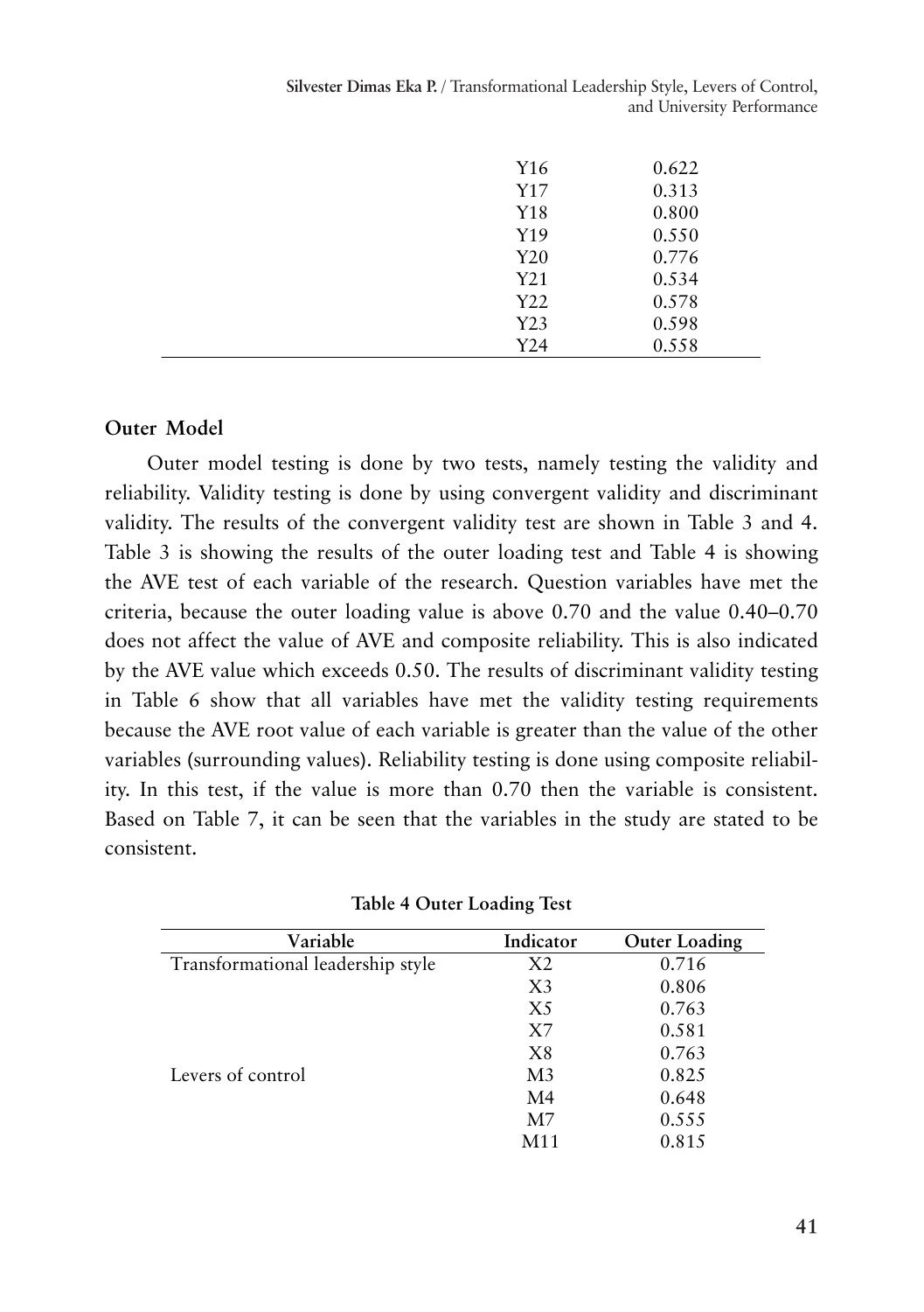| | |
|---|---|
| Y16 | 0.622 |
| Y17 | 0.313 |
| Y18 | 0.800 |
| Y19 | 0.550 |
| Y20 | 0.776 |
| Y21 | 0.534 |
| Y22 | 0.578 |
| Y23 | 0.598 |
| Y24 | 0.558 |

### Outer Model

Outer model testing is done by two tests, namely testing the validity and reliability. Validity testing is done by using convergent validity and discriminant validity. The results of the convergent validity test are shown in Table 3 and 4. Table 3 is showing the results of the outer loading test and Table 4 is showing the AVE test of each variable of the research. Question variables have met the criteria, because the outer loading value is above 0.70 and the value 0.40–0.70 does not affect the value of AVE and composite reliability. This is also indicated by the AVE value which exceeds 0.50. The results of discriminant validity testing in Table 6 show that all variables have met the validity testing requirements because the AVE root value of each variable is greater than the value of the other variables (surrounding values). Reliability testing is done using composite reliability. In this test, if the value is more than 0.70 then the variable is consistent. Based on Table 7, it can be seen that the variables in the study are stated to be consistent.

**Table 4 Outer Loading Test**

| Variable | Indicator | Outer Loading |
|---|---|---|
| Transformational leadership style | X2 | 0.716 |
| | X3 | 0.806 |
| | X5 | 0.763 |
| | X7 | 0.581 |
| | X8 | 0.763 |
| Levers of control | M3 | 0.825 |
| | M4 | 0.648 |
| | M7 | 0.555 |
| | M11 | 0.815 |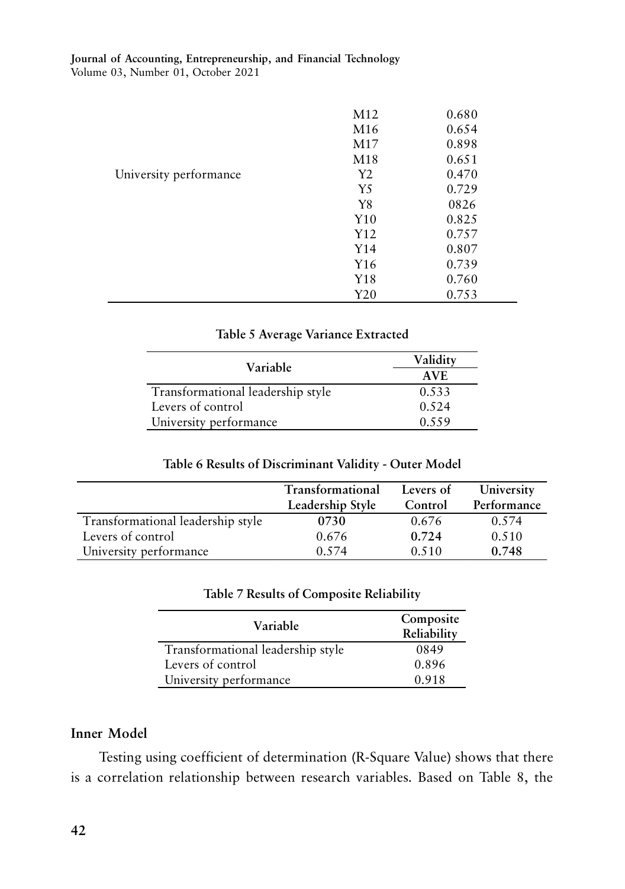| | M12 | 0.680 |
|---|---|---|
| | M16 | 0.654 |
| | M17 | 0.898 |
| | M18 | 0.651 |
| University performance | Y2 | 0.470 |
| | Y5 | 0.729 |
| | Y8 | 0826 |
| | Y10 | 0.825 |
| | Y12 | 0.757 |
| | Y14 | 0.807 |
| | Y16 | 0.739 |
| | Y18 | 0.760 |
| | Y20 | 0.753 |

**Table 5 Average Variance Extracted**

| Variable | Validity |
|---|---|
| | **AVE** |
| Transformational leadership style | 0.533 |
| Levers of control | 0.524 |
| University performance | 0.559 |

**Table 6 Results of Discriminant Validity - Outer Model**

| | Transformational Leadership Style | Levers of Control | University Performance |
|---|---|---|---|
| Transformational leadership style | **0730** | 0.676 | 0.574 |
| Levers of control | 0.676 | **0.724** | 0.510 |
| University performance | 0.574 | 0.510 | **0.748** |

**Table 7 Results of Composite Reliability**

| Variable | Composite Reliability |
|---|---|
| Transformational leadership style | 0849 |
| Levers of control | 0.896 |
| University performance | 0.918 |

### Inner Model

Testing using coefficient of determination (R-Square Value) shows that there is a correlation relationship between research variables. Based on Table 8, the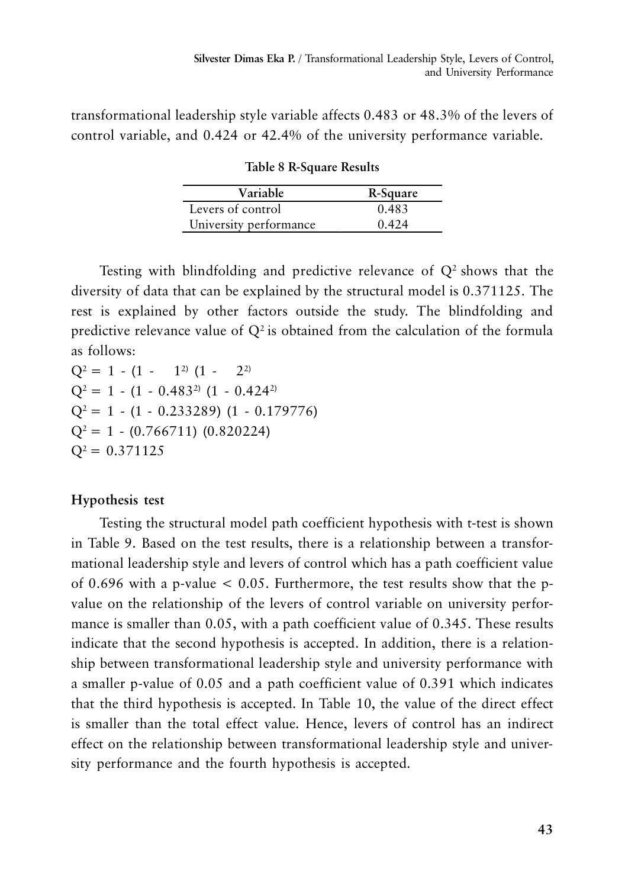transformational leadership style variable affects 0.483 or 48.3% of the levers of control variable, and 0.424 or 42.4% of the university performance variable.

**Table 8 R-Square Results**

| Variable | R-Square |
|---|---|
| Levers of control | 0.483 |
| University performance | 0.424 |

Testing with blindfolding and predictive relevance of $Q^2$ shows that the diversity of data that can be explained by the structural model is 0.371125. The rest is explained by other factors outside the study. The blindfolding and predictive relevance value of $Q^2$ is obtained from the calculation of the formula as follows:

$Q^2 = 1 - (1 - \quad 1^{2)} (1 - \quad 2^{2)}$

$Q^2 = 1 - (1 - 0.483^{2)} (1 - 0.424^{2)}$

$Q^2 = 1 - (1 - 0.233289) (1 - 0.179776)$

$Q^2 = 1 - (0.766711) (0.820224)$

$Q^2 = 0.371125$

**Hypothesis test**

Testing the structural model path coefficient hypothesis with t-test is shown in Table 9. Based on the test results, there is a relationship between a transformational leadership style and levers of control which has a path coefficient value of 0.696 with a p-value $< 0.05$. Furthermore, the test results show that the p-value on the relationship of the levers of control variable on university performance is smaller than 0.05, with a path coefficient value of 0.345. These results indicate that the second hypothesis is accepted. In addition, there is a relationship between transformational leadership style and university performance with a smaller p-value of 0.05 and a path coefficient value of 0.391 which indicates that the third hypothesis is accepted. In Table 10, the value of the direct effect is smaller than the total effect value. Hence, levers of control has an indirect effect on the relationship between transformational leadership style and university performance and the fourth hypothesis is accepted.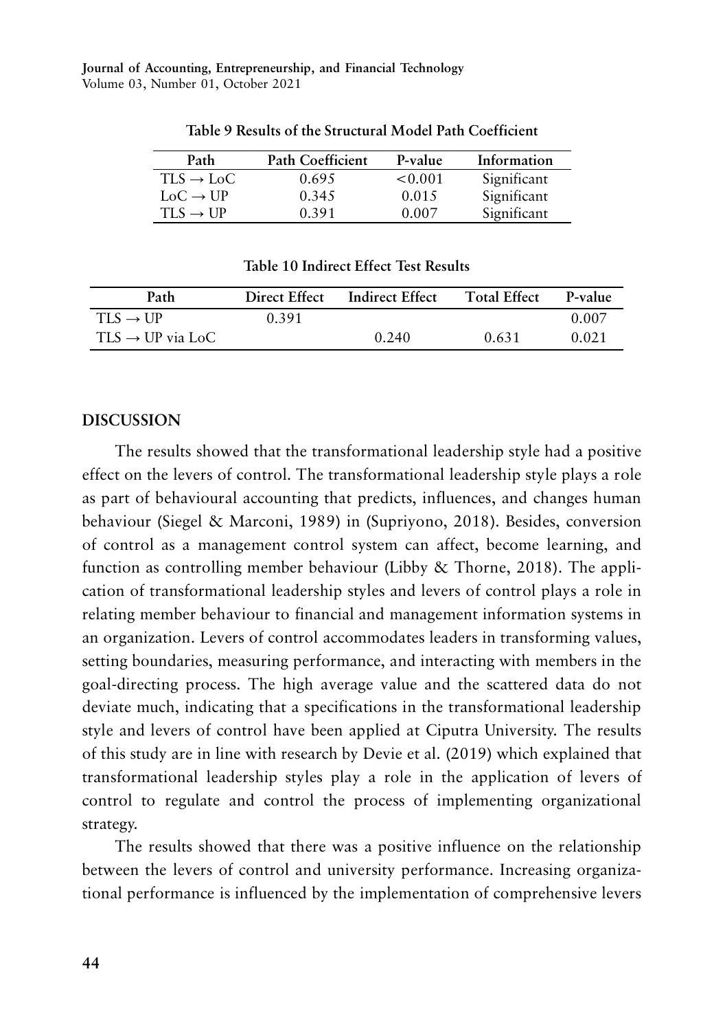**Table 9 Results of the Structural Model Path Coefficient**

| Path | Path Coefficient | P-value | Information |
|---|---|---|---|
| TLS → LoC | 0.695 | <0.001 | Significant |
| LoC → UP | 0.345 | 0.015 | Significant |
| TLS → UP | 0.391 | 0.007 | Significant |

**Table 10 Indirect Effect Test Results**

| Path | Direct Effect | Indirect Effect | Total Effect | P-value |
|---|---|---|---|---|
| TLS → UP | 0.391 | | | 0.007 |
| TLS → UP via LoC | | 0.240 | 0.631 | 0.021 |

## DISCUSSION

The results showed that the transformational leadership style had a positive effect on the levers of control. The transformational leadership style plays a role as part of behavioural accounting that predicts, influences, and changes human behaviour (Siegel & Marconi, 1989) in (Supriyono, 2018). Besides, conversion of control as a management control system can affect, become learning, and function as controlling member behaviour (Libby & Thorne, 2018). The application of transformational leadership styles and levers of control plays a role in relating member behaviour to financial and management information systems in an organization. Levers of control accommodates leaders in transforming values, setting boundaries, measuring performance, and interacting with members in the goal-directing process. The high average value and the scattered data do not deviate much, indicating that a specifications in the transformational leadership style and levers of control have been applied at Ciputra University. The results of this study are in line with research by Devie et al. (2019) which explained that transformational leadership styles play a role in the application of levers of control to regulate and control the process of implementing organizational strategy.

The results showed that there was a positive influence on the relationship between the levers of control and university performance. Increasing organizational performance is influenced by the implementation of comprehensive levers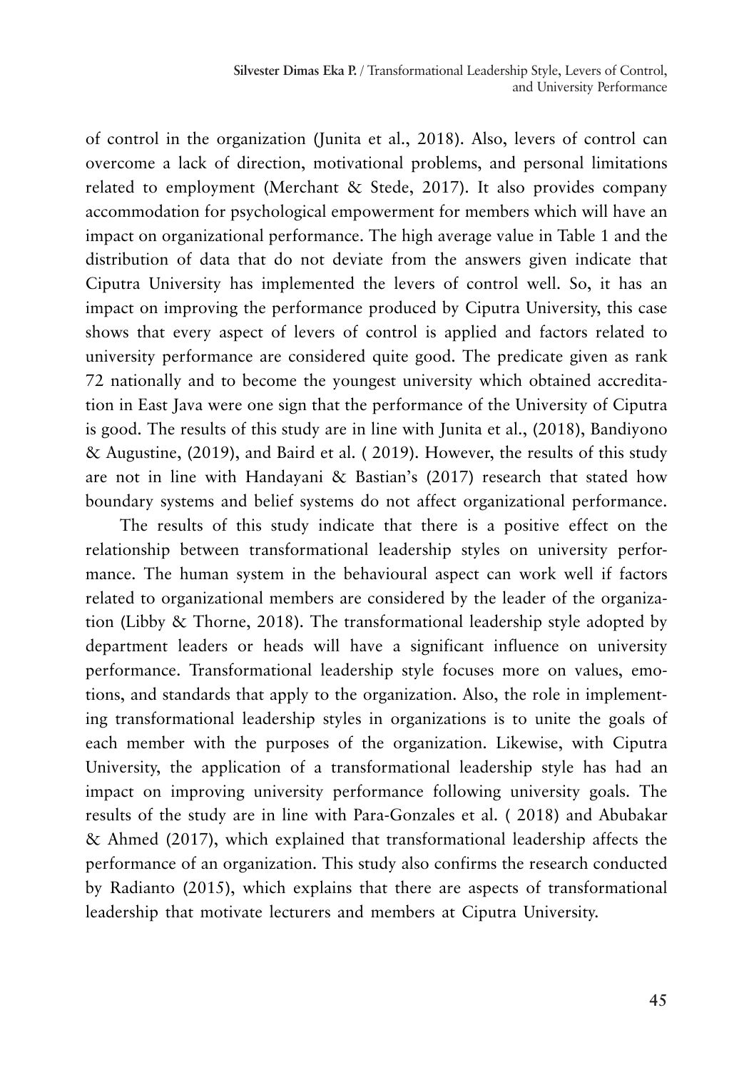of control in the organization (Junita et al., 2018). Also, levers of control can overcome a lack of direction, motivational problems, and personal limitations related to employment (Merchant & Stede, 2017). It also provides company accommodation for psychological empowerment for members which will have an impact on organizational performance. The high average value in Table 1 and the distribution of data that do not deviate from the answers given indicate that Ciputra University has implemented the levers of control well. So, it has an impact on improving the performance produced by Ciputra University, this case shows that every aspect of levers of control is applied and factors related to university performance are considered quite good. The predicate given as rank 72 nationally and to become the youngest university which obtained accreditation in East Java were one sign that the performance of the University of Ciputra is good. The results of this study are in line with Junita et al., (2018), Bandiyono & Augustine, (2019), and Baird et al. ( 2019). However, the results of this study are not in line with Handayani & Bastian's (2017) research that stated how boundary systems and belief systems do not affect organizational performance.

The results of this study indicate that there is a positive effect on the relationship between transformational leadership styles on university performance. The human system in the behavioural aspect can work well if factors related to organizational members are considered by the leader of the organization (Libby & Thorne, 2018). The transformational leadership style adopted by department leaders or heads will have a significant influence on university performance. Transformational leadership style focuses more on values, emotions, and standards that apply to the organization. Also, the role in implementing transformational leadership styles in organizations is to unite the goals of each member with the purposes of the organization. Likewise, with Ciputra University, the application of a transformational leadership style has had an impact on improving university performance following university goals. The results of the study are in line with Para-Gonzales et al. ( 2018) and Abubakar & Ahmed (2017), which explained that transformational leadership affects the performance of an organization. This study also confirms the research conducted by Radianto (2015), which explains that there are aspects of transformational leadership that motivate lecturers and members at Ciputra University.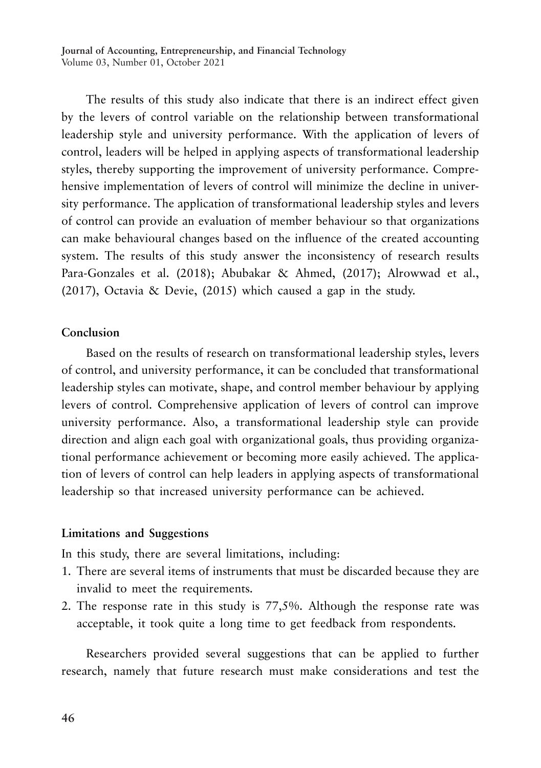The results of this study also indicate that there is an indirect effect given by the levers of control variable on the relationship between transformational leadership style and university performance. With the application of levers of control, leaders will be helped in applying aspects of transformational leadership styles, thereby supporting the improvement of university performance. Comprehensive implementation of levers of control will minimize the decline in university performance. The application of transformational leadership styles and levers of control can provide an evaluation of member behaviour so that organizations can make behavioural changes based on the influence of the created accounting system. The results of this study answer the inconsistency of research results Para-Gonzales et al. (2018); Abubakar & Ahmed, (2017); Alrowwad et al., (2017), Octavia & Devie, (2015) which caused a gap in the study.

## Conclusion

Based on the results of research on transformational leadership styles, levers of control, and university performance, it can be concluded that transformational leadership styles can motivate, shape, and control member behaviour by applying levers of control. Comprehensive application of levers of control can improve university performance. Also, a transformational leadership style can provide direction and align each goal with organizational goals, thus providing organizational performance achievement or becoming more easily achieved. The application of levers of control can help leaders in applying aspects of transformational leadership so that increased university performance can be achieved.

## Limitations and Suggestions

In this study, there are several limitations, including:

1. There are several items of instruments that must be discarded because they are invalid to meet the requirements.
2. The response rate in this study is 77,5%. Although the response rate was acceptable, it took quite a long time to get feedback from respondents.

Researchers provided several suggestions that can be applied to further research, namely that future research must make considerations and test the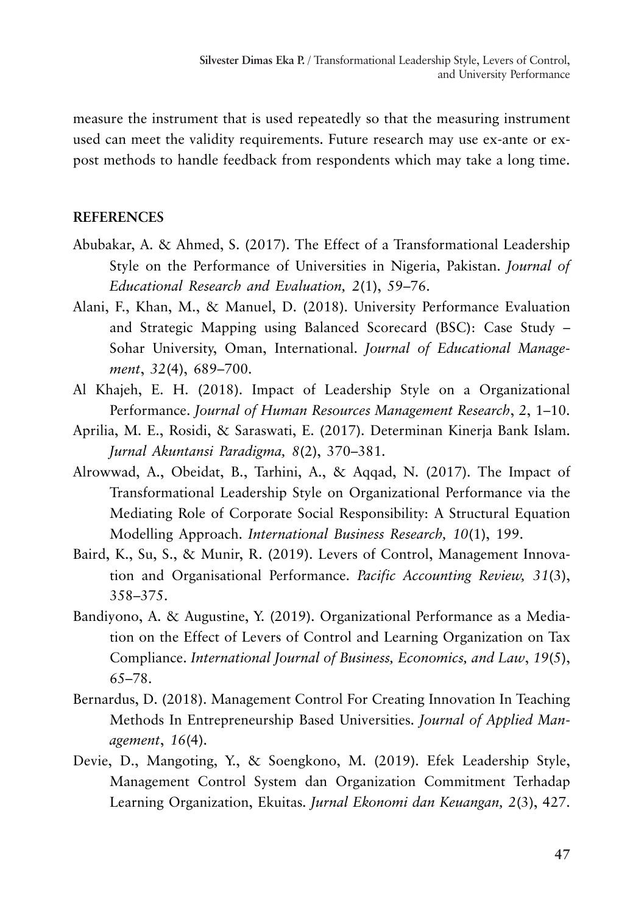measure the instrument that is used repeatedly so that the measuring instrument used can meet the validity requirements. Future research may use ex-ante or ex-post methods to handle feedback from respondents which may take a long time.

## REFERENCES

Abubakar, A. & Ahmed, S. (2017). The Effect of a Transformational Leadership Style on the Performance of Universities in Nigeria, Pakistan. *Journal of Educational Research and Evaluation, 2*(1), 59–76.

Alani, F., Khan, M., & Manuel, D. (2018). University Performance Evaluation and Strategic Mapping using Balanced Scorecard (BSC): Case Study – Sohar University, Oman, International. *Journal of Educational Management*, *32*(4), 689–700.

Al Khajeh, E. H. (2018). Impact of Leadership Style on a Organizational Performance. *Journal of Human Resources Management Research*, *2*, 1–10.

Aprilia, M. E., Rosidi, & Saraswati, E. (2017). Determinan Kinerja Bank Islam. *Jurnal Akuntansi Paradigma, 8*(2), 370–381.

Alrowwad, A., Obeidat, B., Tarhini, A., & Aqqad, N. (2017). The Impact of Transformational Leadership Style on Organizational Performance via the Mediating Role of Corporate Social Responsibility: A Structural Equation Modelling Approach. *International Business Research, 10*(1), 199.

Baird, K., Su, S., & Munir, R. (2019). Levers of Control, Management Innovation and Organisational Performance. *Pacific Accounting Review, 31*(3), 358–375.

Bandiyono, A. & Augustine, Y. (2019). Organizational Performance as a Mediation on the Effect of Levers of Control and Learning Organization on Tax Compliance. *International Journal of Business, Economics, and Law*, *19*(5), 65–78.

Bernardus, D. (2018). Management Control For Creating Innovation In Teaching Methods In Entrepreneurship Based Universities. *Journal of Applied Management*, *16*(4).

Devie, D., Mangoting, Y., & Soengkono, M. (2019). Efek Leadership Style, Management Control System dan Organization Commitment Terhadap Learning Organization, Ekuitas. *Jurnal Ekonomi dan Keuangan, 2*(3), 427.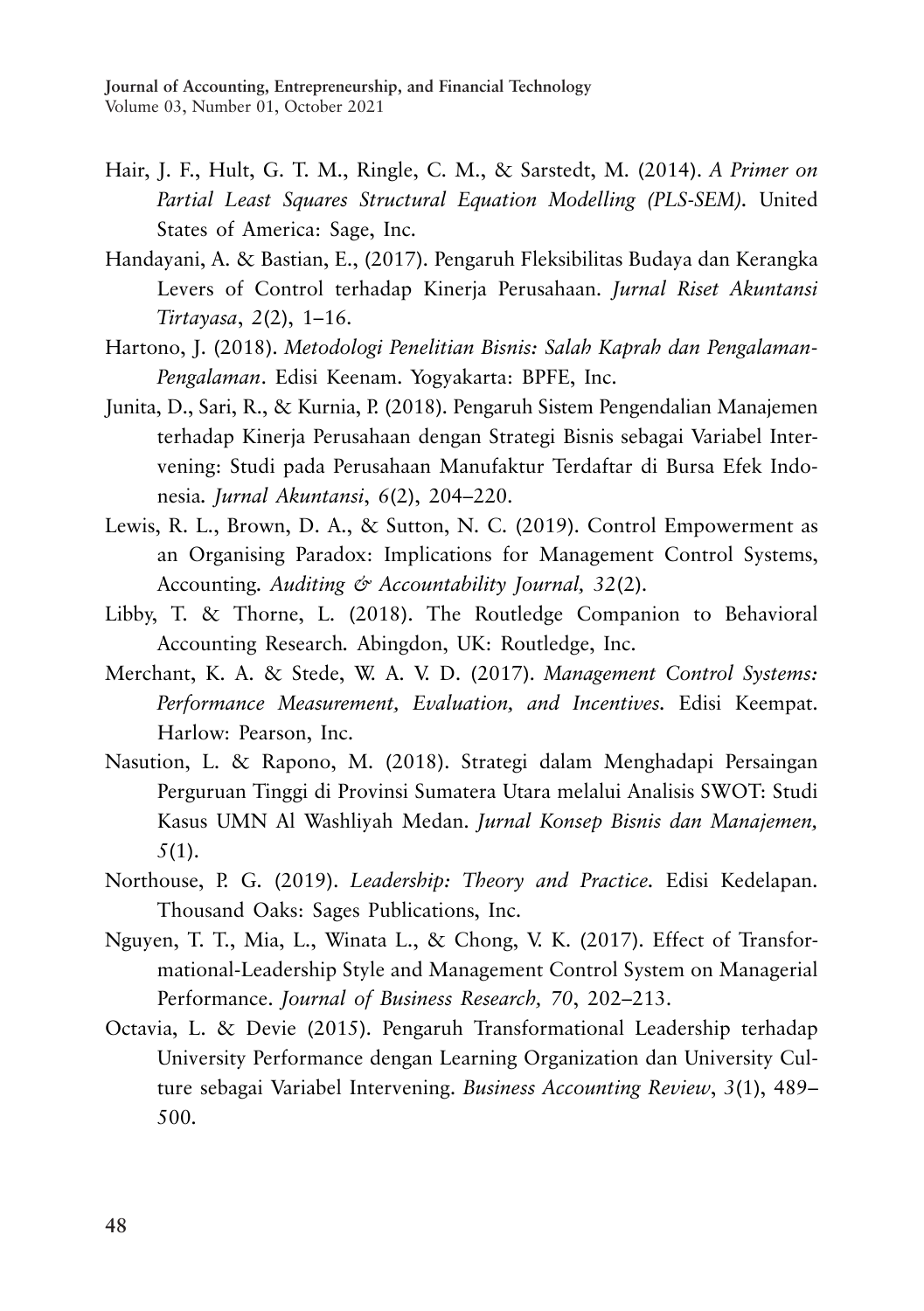Hair, J. F., Hult, G. T. M., Ringle, C. M., & Sarstedt, M. (2014). *A Primer on Partial Least Squares Structural Equation Modelling (PLS-SEM).* United States of America: Sage, Inc.

Handayani, A. & Bastian, E., (2017). Pengaruh Fleksibilitas Budaya dan Kerangka Levers of Control terhadap Kinerja Perusahaan. *Jurnal Riset Akuntansi Tirtayasa*, *2*(2), 1–16.

Hartono, J. (2018). *Metodologi Penelitian Bisnis: Salah Kaprah dan Pengalaman-Pengalaman*. Edisi Keenam. Yogyakarta: BPFE, Inc.

Junita, D., Sari, R., & Kurnia, P. (2018). Pengaruh Sistem Pengendalian Manajemen terhadap Kinerja Perusahaan dengan Strategi Bisnis sebagai Variabel Intervening: Studi pada Perusahaan Manufaktur Terdaftar di Bursa Efek Indonesia. *Jurnal Akuntansi*, *6*(2), 204–220.

Lewis, R. L., Brown, D. A., & Sutton, N. C. (2019). Control Empowerment as an Organising Paradox: Implications for Management Control Systems, Accounting. *Auditing & Accountability Journal, 32*(2).

Libby, T. & Thorne, L. (2018). The Routledge Companion to Behavioral Accounting Research. Abingdon, UK: Routledge, Inc.

Merchant, K. A. & Stede, W. A. V. D. (2017). *Management Control Systems: Performance Measurement, Evaluation, and Incentives.* Edisi Keempat. Harlow: Pearson, Inc.

Nasution, L. & Rapono, M. (2018). Strategi dalam Menghadapi Persaingan Perguruan Tinggi di Provinsi Sumatera Utara melalui Analisis SWOT: Studi Kasus UMN Al Washliyah Medan. *Jurnal Konsep Bisnis dan Manajemen, 5*(1).

Northouse, P. G. (2019). *Leadership: Theory and Practice.* Edisi Kedelapan. Thousand Oaks: Sages Publications, Inc.

Nguyen, T. T., Mia, L., Winata L., & Chong, V. K. (2017). Effect of Transformational-Leadership Style and Management Control System on Managerial Performance. *Journal of Business Research, 70*, 202–213.

Octavia, L. & Devie (2015). Pengaruh Transformational Leadership terhadap University Performance dengan Learning Organization dan University Culture sebagai Variabel Intervening. *Business Accounting Review*, *3*(1), 489–500.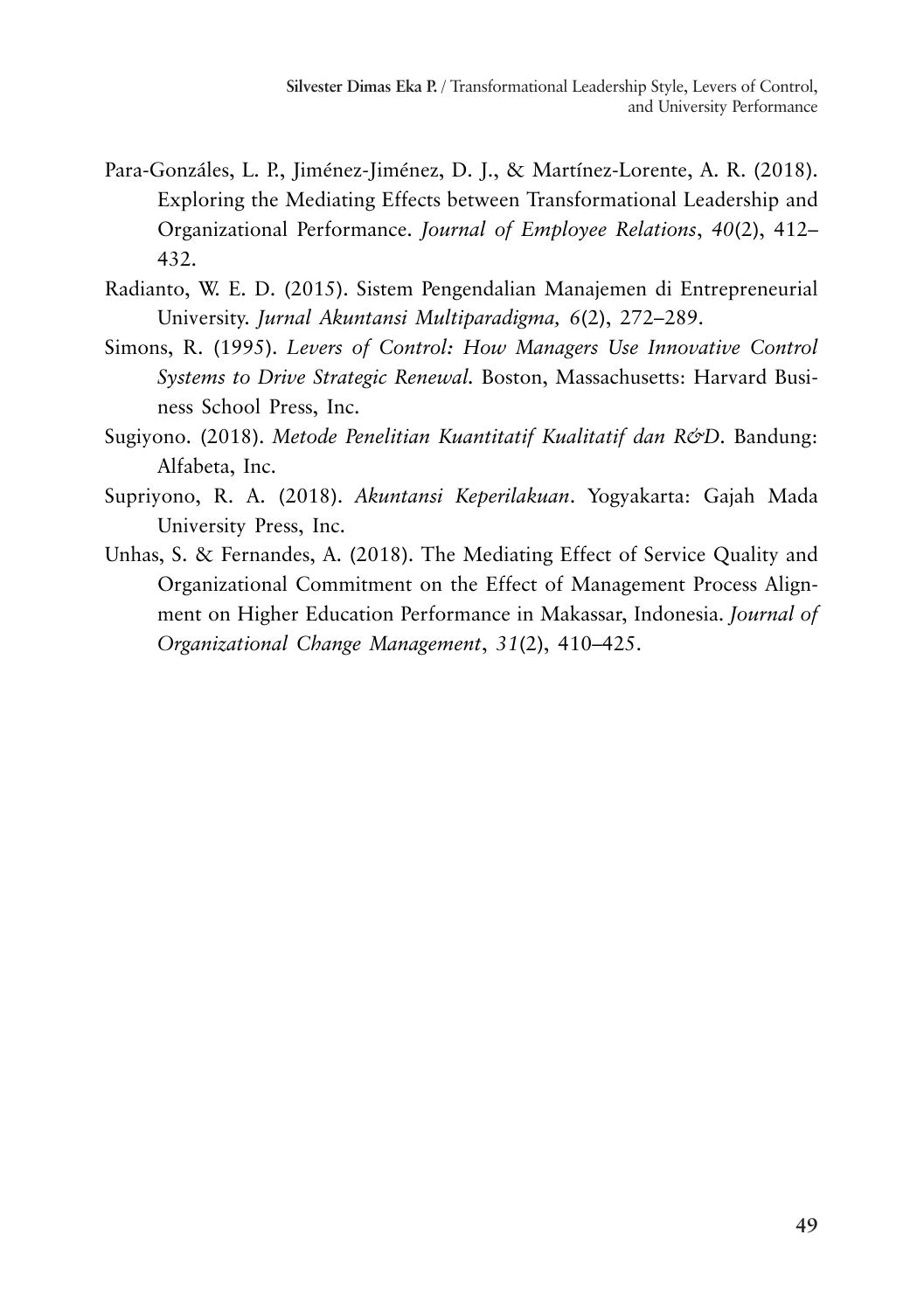Para-Gonzáles, L. P., Jiménez-Jiménez, D. J., & Martínez-Lorente, A. R. (2018). Exploring the Mediating Effects between Transformational Leadership and Organizational Performance. *Journal of Employee Relations*, *40*(2), 412–432.

Radianto, W. E. D. (2015). Sistem Pengendalian Manajemen di Entrepreneurial University. *Jurnal Akuntansi Multiparadigma, 6*(2), 272–289.

Simons, R. (1995). *Levers of Control: How Managers Use Innovative Control Systems to Drive Strategic Renewal*. Boston, Massachusetts: Harvard Business School Press, Inc.

Sugiyono. (2018). *Metode Penelitian Kuantitatif Kualitatif dan R&D*. Bandung: Alfabeta, Inc.

Supriyono, R. A. (2018). *Akuntansi Keperilakuan*. Yogyakarta: Gajah Mada University Press, Inc.

Unhas, S. & Fernandes, A. (2018). The Mediating Effect of Service Quality and Organizational Commitment on the Effect of Management Process Alignment on Higher Education Performance in Makassar, Indonesia. *Journal of Organizational Change Management*, *31*(2), 410–425.